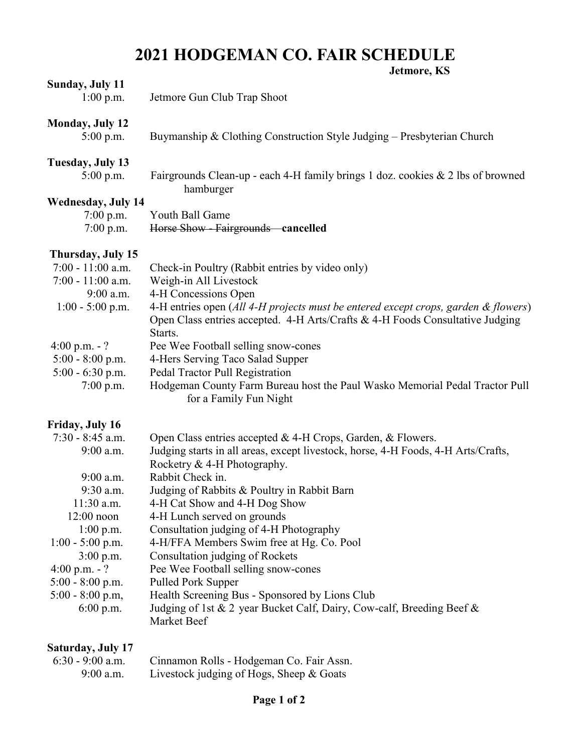# 2021 HODGEMAN CO. FAIR SCHEDULE

**Jetmore, KS**

**Sunday, July 11**

| | |
|---|---|
| 1:00 p.m. | Jetmore Gun Club Trap Shoot |

**Monday, July 12**

| | |
|---|---|
| 5:00 p.m. | Buymanship & Clothing Construction Style Judging – Presbyterian Church |

**Tuesday, July 13**

| | |
|---|---|
| 5:00 p.m. | Fairgrounds Clean-up - each 4-H family brings 1 doz. cookies & 2 lbs of browned hamburger |

**Wednesday, July 14**

| | |
|---|---|
| 7:00 p.m. | Youth Ball Game |
| 7:00 p.m. | ~~Horse Show - Fairgrounds~~ – **cancelled** |

**Thursday, July 15**

| | |
|---|---|
| 7:00 - 11:00 a.m. | Check-in Poultry (Rabbit entries by video only) |
| 7:00 - 11:00 a.m. | Weigh-in All Livestock |
| 9:00 a.m. | 4-H Concessions Open |
| 1:00 - 5:00 p.m. | 4-H entries open (*All 4-H projects must be entered except crops, garden & flowers*) Open Class entries accepted. 4-H Arts/Crafts & 4-H Foods Consultative Judging Starts. |
| 4:00 p.m. - ? | Pee Wee Football selling snow-cones |
| 5:00 - 8:00 p.m. | 4-Hers Serving Taco Salad Supper |
| 5:00 - 6:30 p.m. | Pedal Tractor Pull Registration |
| 7:00 p.m. | Hodgeman County Farm Bureau host the Paul Wasko Memorial Pedal Tractor Pull for a Family Fun Night |

**Friday, July 16**

| | |
|---|---|
| 7:30 - 8:45 a.m. | Open Class entries accepted & 4-H Crops, Garden, & Flowers. |
| 9:00 a.m. | Judging starts in all areas, except livestock, horse, 4-H Foods, 4-H Arts/Crafts, Rocketry & 4-H Photography. |
| 9:00 a.m. | Rabbit Check in. |
| 9:30 a.m. | Judging of Rabbits & Poultry in Rabbit Barn |
| 11:30 a.m. | 4-H Cat Show and 4-H Dog Show |
| 12:00 noon | 4-H Lunch served on grounds |
| 1:00 p.m. | Consultation judging of 4-H Photography |
| 1:00 - 5:00 p.m. | 4-H/FFA Members Swim free at Hg. Co. Pool |
| 3:00 p.m. | Consultation judging of Rockets |
| 4:00 p.m. - ? | Pee Wee Football selling snow-cones |
| 5:00 - 8:00 p.m. | Pulled Pork Supper |
| 5:00 - 8:00 p.m, | Health Screening Bus - Sponsored by Lions Club |
| 6:00 p.m. | Judging of 1st & 2 year Bucket Calf, Dairy, Cow-calf, Breeding Beef & Market Beef |

**Saturday, July 17**

| | |
|---|---|
| 6:30 - 9:00 a.m. | Cinnamon Rolls - Hodgeman Co. Fair Assn. |
| 9:00 a.m. | Livestock judging of Hogs, Sheep & Goats |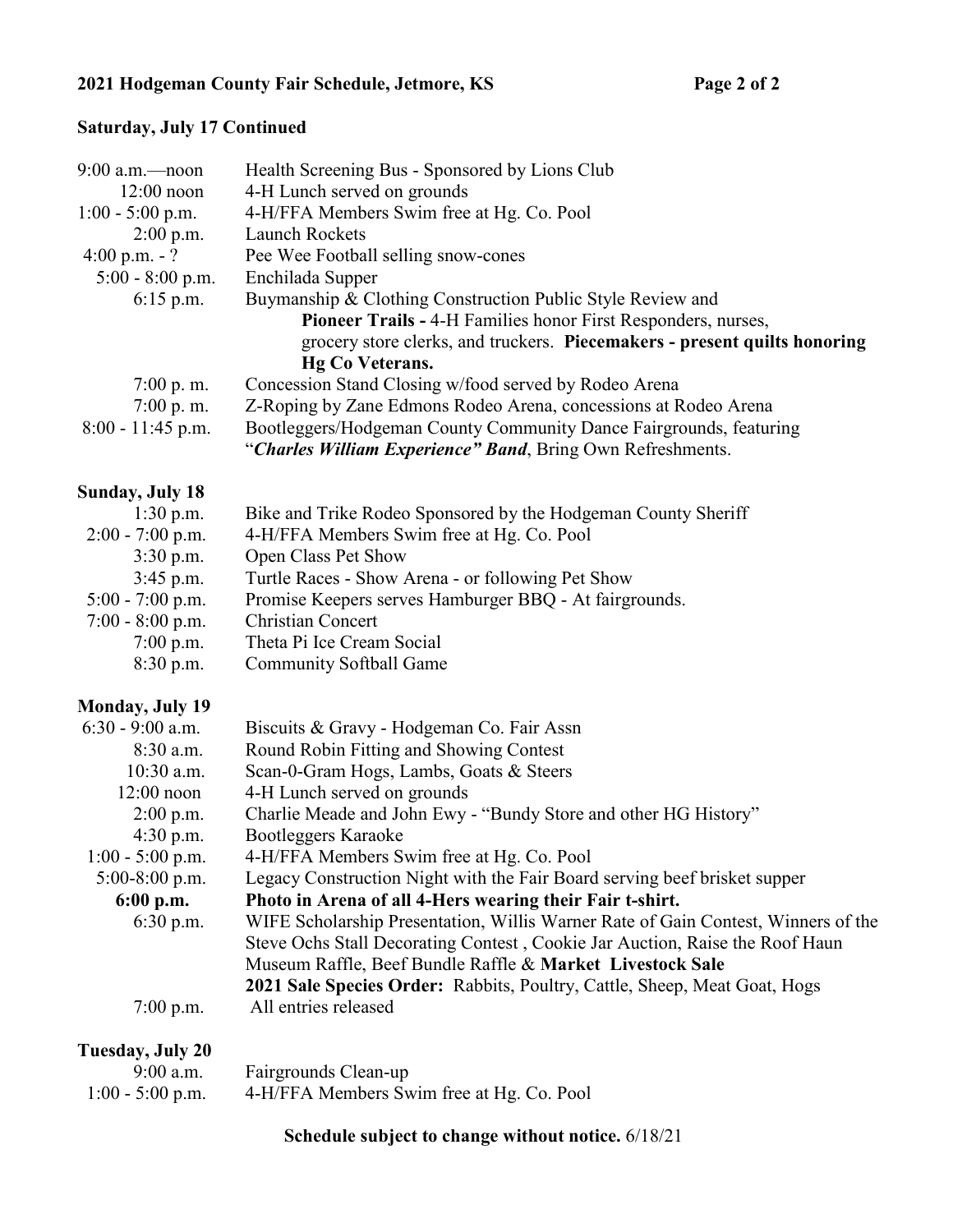**2021 Hodgeman County Fair Schedule, Jetmore, KS**

**Saturday, July 17 Continued**

| | |
|---|---|
| 9:00 a.m.—noon | Health Screening Bus - Sponsored by Lions Club |
| 12:00 noon | 4-H Lunch served on grounds |
| 1:00 - 5:00 p.m. | 4-H/FFA Members Swim free at Hg. Co. Pool |
| 2:00 p.m. | Launch Rockets |
| 4:00 p.m. - ? | Pee Wee Football selling snow-cones |
| 5:00 - 8:00 p.m. | Enchilada Supper |
| 6:15 p.m. | Buymanship & Clothing Construction Public Style Review and **Pioneer Trails -** 4-H Families honor First Responders, nurses, grocery store clerks, and truckers. **Piecemakers - present quilts honoring Hg Co Veterans.** |
| 7:00 p. m. | Concession Stand Closing w/food served by Rodeo Arena |
| 7:00 p. m. | Z-Roping by Zane Edmons Rodeo Arena, concessions at Rodeo Arena |
| 8:00 - 11:45 p.m. | Bootleggers/Hodgeman County Community Dance Fairgrounds, featuring "***Charles William Experience" Band***, Bring Own Refreshments. |

**Sunday, July 18**

| | |
|---|---|
| 1:30 p.m. | Bike and Trike Rodeo Sponsored by the Hodgeman County Sheriff |
| 2:00 - 7:00 p.m. | 4-H/FFA Members Swim free at Hg. Co. Pool |
| 3:30 p.m. | Open Class Pet Show |
| 3:45 p.m. | Turtle Races - Show Arena - or following Pet Show |
| 5:00 - 7:00 p.m. | Promise Keepers serves Hamburger BBQ - At fairgrounds. |
| 7:00 - 8:00 p.m. | Christian Concert |
| 7:00 p.m. | Theta Pi Ice Cream Social |
| 8:30 p.m. | Community Softball Game |

**Monday, July 19**

| | |
|---|---|
| 6:30 - 9:00 a.m. | Biscuits & Gravy - Hodgeman Co. Fair Assn |
| 8:30 a.m. | Round Robin Fitting and Showing Contest |
| 10:30 a.m. | Scan-0-Gram Hogs, Lambs, Goats & Steers |
| 12:00 noon | 4-H Lunch served on grounds |
| 2:00 p.m. | Charlie Meade and John Ewy - "Bundy Store and other HG History" |
| 4:30 p.m. | Bootleggers Karaoke |
| 1:00 - 5:00 p.m. | 4-H/FFA Members Swim free at Hg. Co. Pool |
| 5:00-8:00 p.m. | Legacy Construction Night with the Fair Board serving beef brisket supper |
| **6:00 p.m.** | **Photo in Arena of all 4-Hers wearing their Fair t-shirt.** |
| 6:30 p.m. | WIFE Scholarship Presentation, Willis Warner Rate of Gain Contest, Winners of the Steve Ochs Stall Decorating Contest , Cookie Jar Auction, Raise the Roof Haun Museum Raffle, Beef Bundle Raffle & **Market Livestock Sale** **2021 Sale Species Order:** Rabbits, Poultry, Cattle, Sheep, Meat Goat, Hogs |
| 7:00 p.m. | All entries released |

**Tuesday, July 20**

| | |
|---|---|
| 9:00 a.m. | Fairgrounds Clean-up |
| 1:00 - 5:00 p.m. | 4-H/FFA Members Swim free at Hg. Co. Pool |

**Schedule subject to change without notice.** 6/18/21